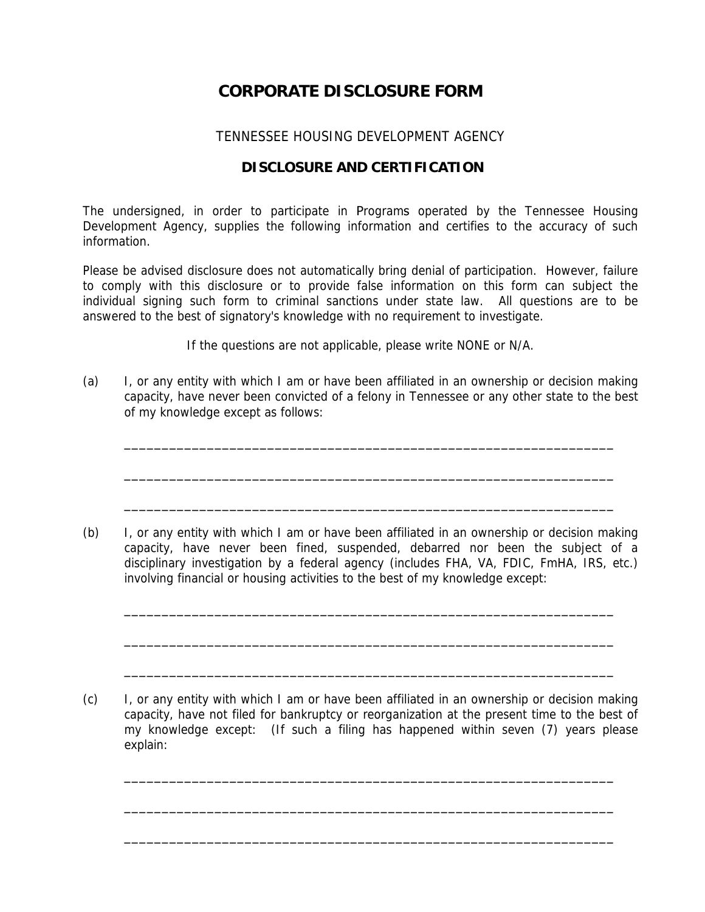# CORPORATE DISCLOSURE FORM

TENNESSEE HOUSING DEVELOPMENT AGENCY

## DISCLOSURE AND CERTIFICATION

The undersigned, in order to participate in Programs operated by the Tennessee Housing Development Agency, supplies the following information and certifies to the accuracy of such information.

Please be advised disclosure does not automatically bring denial of participation. However, failure to comply with this disclosure or to provide false information on this form can subject the individual signing such form to criminal sanctions under state law. All questions are to be answered to the best of signatory's knowledge with no requirement to investigate.

If the questions are not applicable, please write NONE or N/A.

(a) I, or any entity with which I am or have been affiliated in an ownership or decision making capacity, have never been convicted of a felony in Tennessee or any other state to the best of my knowledge except as follows:

____________________________________________________________________

____________________________________________________________________

____________________________________________________________________

(b) I, or any entity with which I am or have been affiliated in an ownership or decision making capacity, have never been fined, suspended, debarred nor been the subject of a disciplinary investigation by a federal agency (includes FHA, VA, FDIC, FmHA, IRS, etc.) involving financial or housing activities to the best of my knowledge except:

____________________________________________________________________

____________________________________________________________________

____________________________________________________________________

(c) I, or any entity with which I am or have been affiliated in an ownership or decision making capacity, have not filed for bankruptcy or reorganization at the present time to the best of my knowledge except: (If such a filing has happened within seven (7) years please explain:

____________________________________________________________________

____________________________________________________________________

____________________________________________________________________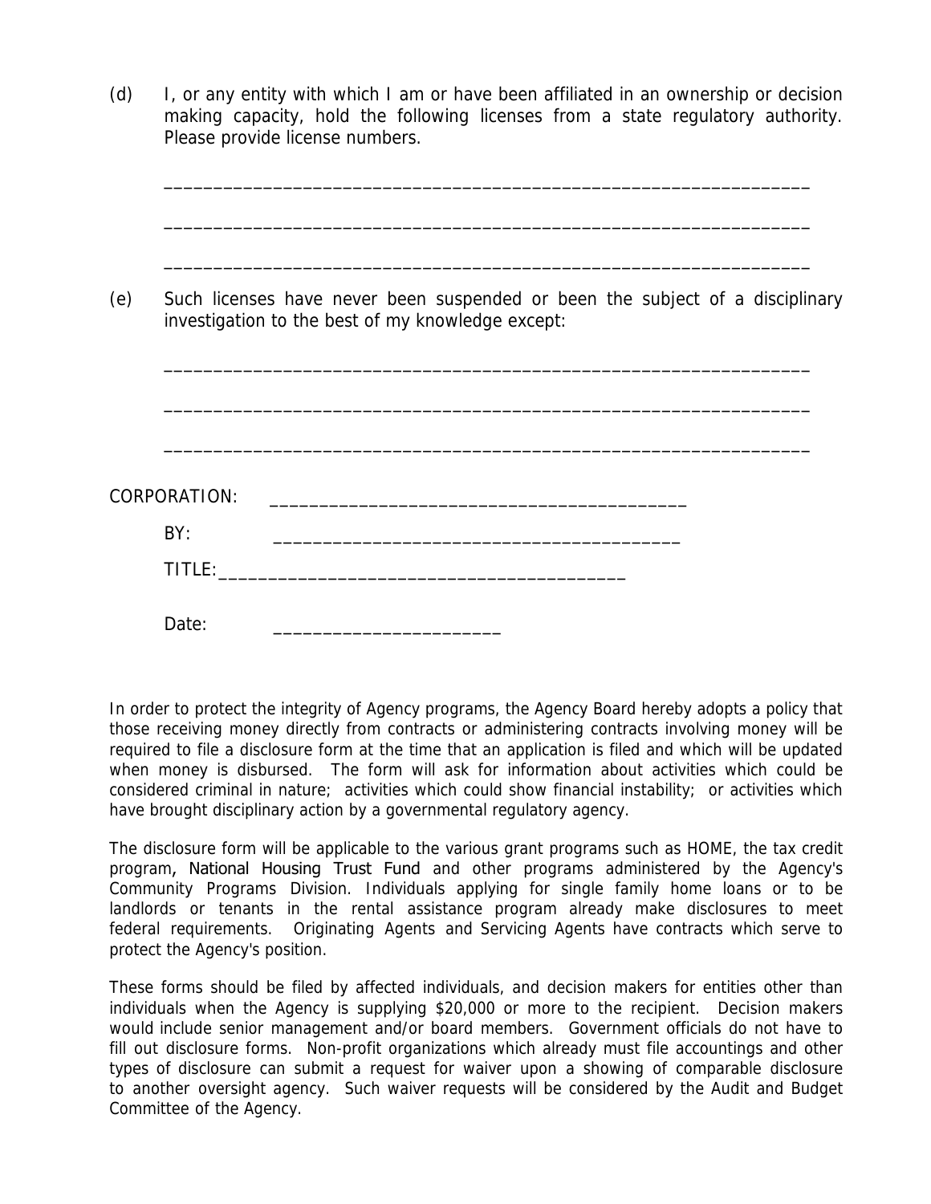(d) I, or any entity with which I am or have been affiliated in an ownership or decision making capacity, hold the following licenses from a state regulatory authority. Please provide license numbers.

_______________________________________________________________

_______________________________________________________________

_______________________________________________________________

(e) Such licenses have never been suspended or been the subject of a disciplinary investigation to the best of my knowledge except:

_______________________________________________________________

_______________________________________________________________

_______________________________________________________________

CORPORATION: ________________________________________

BY: ________________________________________

TITLE: ________________________________________

Date: ______________________

In order to protect the integrity of Agency programs, the Agency Board hereby adopts a policy that those receiving money directly from contracts or administering contracts involving money will be required to file a disclosure form at the time that an application is filed and which will be updated when money is disbursed. The form will ask for information about activities which could be considered criminal in nature; activities which could show financial instability; or activities which have brought disciplinary action by a governmental regulatory agency.

The disclosure form will be applicable to the various grant programs such as HOME, the tax credit program, National Housing Trust Fund and other programs administered by the Agency's Community Programs Division. Individuals applying for single family home loans or to be landlords or tenants in the rental assistance program already make disclosures to meet federal requirements. Originating Agents and Servicing Agents have contracts which serve to protect the Agency's position.

These forms should be filed by affected individuals, and decision makers for entities other than individuals when the Agency is supplying $20,000 or more to the recipient. Decision makers would include senior management and/or board members. Government officials do not have to fill out disclosure forms. Non-profit organizations which already must file accountings and other types of disclosure can submit a request for waiver upon a showing of comparable disclosure to another oversight agency. Such waiver requests will be considered by the Audit and Budget Committee of the Agency.